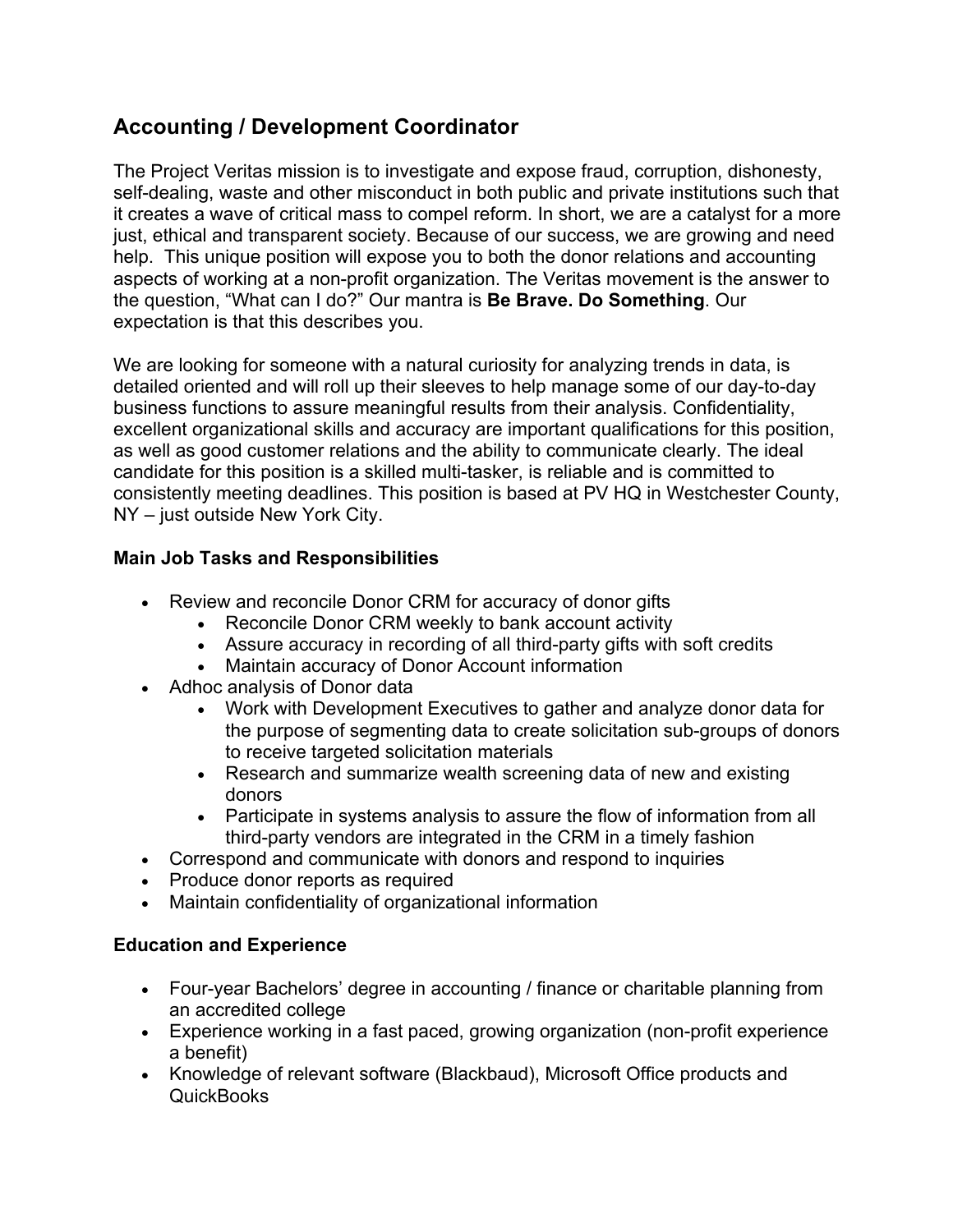# Accounting / Development Coordinator

The Project Veritas mission is to investigate and expose fraud, corruption, dishonesty, self-dealing, waste and other misconduct in both public and private institutions such that it creates a wave of critical mass to compel reform. In short, we are a catalyst for a more just, ethical and transparent society. Because of our success, we are growing and need help. This unique position will expose you to both the donor relations and accounting aspects of working at a non-profit organization. The Veritas movement is the answer to the question, "What can I do?" Our mantra is **Be Brave. Do Something**. Our expectation is that this describes you.

We are looking for someone with a natural curiosity for analyzing trends in data, is detailed oriented and will roll up their sleeves to help manage some of our day-to-day business functions to assure meaningful results from their analysis. Confidentiality, excellent organizational skills and accuracy are important qualifications for this position, as well as good customer relations and the ability to communicate clearly. The ideal candidate for this position is a skilled multi-tasker, is reliable and is committed to consistently meeting deadlines. This position is based at PV HQ in Westchester County, NY – just outside New York City.

### Main Job Tasks and Responsibilities

- Review and reconcile Donor CRM for accuracy of donor gifts
  - Reconcile Donor CRM weekly to bank account activity
  - Assure accuracy in recording of all third-party gifts with soft credits
  - Maintain accuracy of Donor Account information
- Adhoc analysis of Donor data
  - Work with Development Executives to gather and analyze donor data for the purpose of segmenting data to create solicitation sub-groups of donors to receive targeted solicitation materials
  - Research and summarize wealth screening data of new and existing donors
  - Participate in systems analysis to assure the flow of information from all third-party vendors are integrated in the CRM in a timely fashion
- Correspond and communicate with donors and respond to inquiries
- Produce donor reports as required
- Maintain confidentiality of organizational information

### Education and Experience

- Four-year Bachelors' degree in accounting / finance or charitable planning from an accredited college
- Experience working in a fast paced, growing organization (non-profit experience a benefit)
- Knowledge of relevant software (Blackbaud), Microsoft Office products and QuickBooks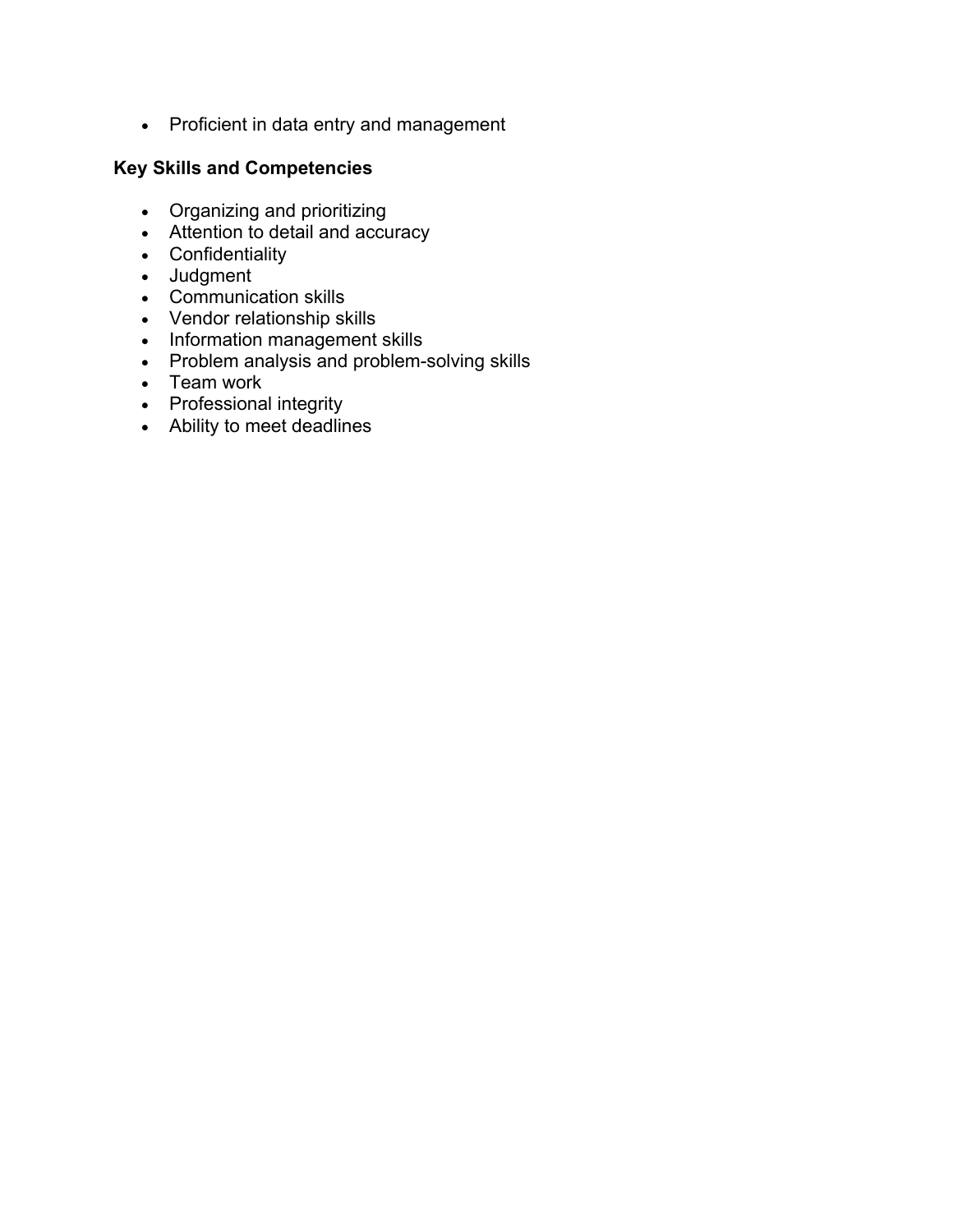- Proficient in data entry and management

### Key Skills and Competencies

- Organizing and prioritizing
- Attention to detail and accuracy
- Confidentiality
- Judgment
- Communication skills
- Vendor relationship skills
- Information management skills
- Problem analysis and problem-solving skills
- Team work
- Professional integrity
- Ability to meet deadlines